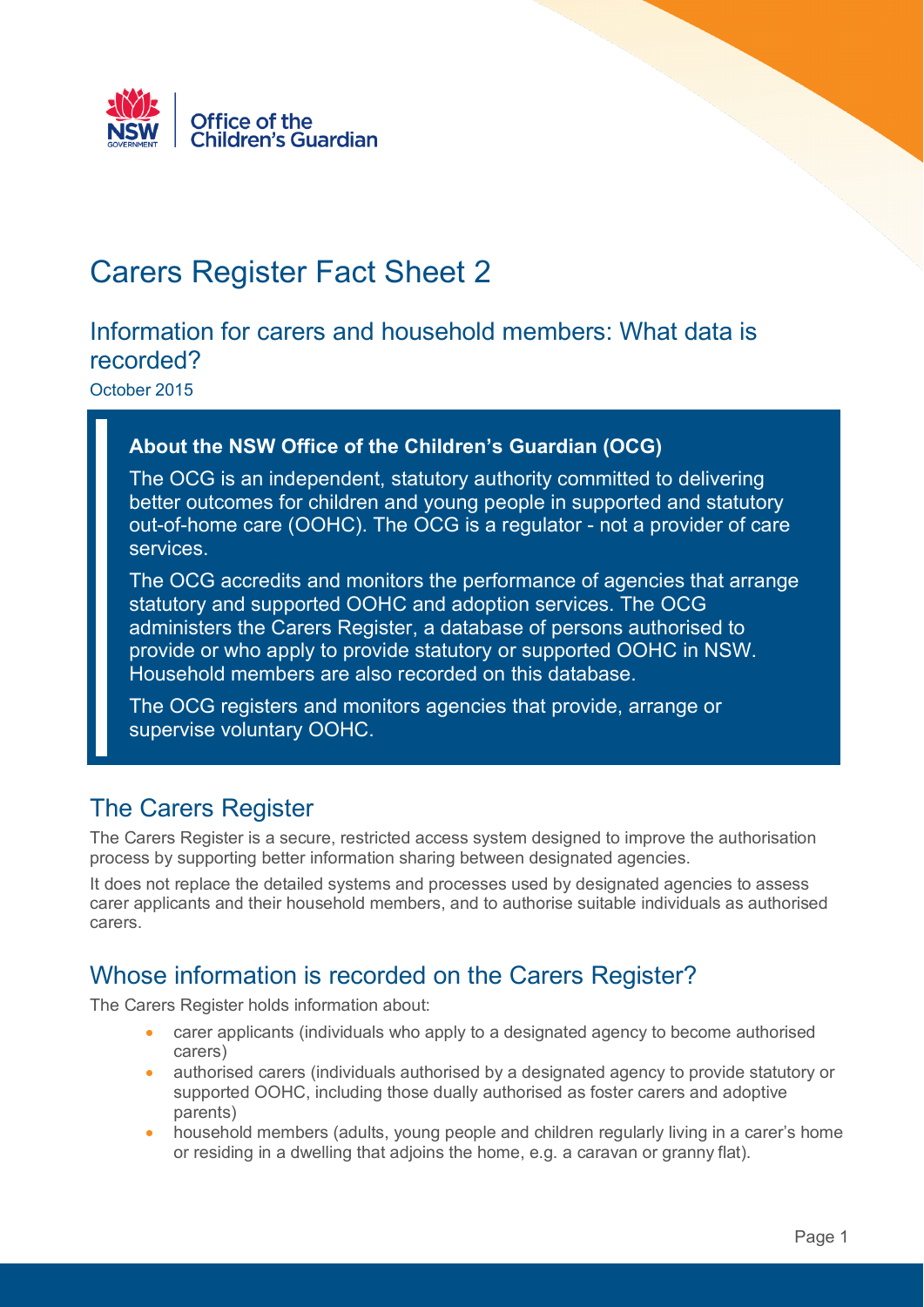Office of the Children's Guardian

# Carers Register Fact Sheet 2

## Information for carers and household members: What data is recorded?

October 2015

> **About the NSW Office of the Children's Guardian (OCG)**
>
> The OCG is an independent, statutory authority committed to delivering better outcomes for children and young people in supported and statutory out-of-home care (OOHC). The OCG is a regulator - not a provider of care services.
>
> The OCG accredits and monitors the performance of agencies that arrange statutory and supported OOHC and adoption services. The OCG administers the Carers Register, a database of persons authorised to provide or who apply to provide statutory or supported OOHC in NSW. Household members are also recorded on this database.
>
> The OCG registers and monitors agencies that provide, arrange or supervise voluntary OOHC.

## The Carers Register

The Carers Register is a secure, restricted access system designed to improve the authorisation process by supporting better information sharing between designated agencies.

It does not replace the detailed systems and processes used by designated agencies to assess carer applicants and their household members, and to authorise suitable individuals as authorised carers.

## Whose information is recorded on the Carers Register?

The Carers Register holds information about:

- carer applicants (individuals who apply to a designated agency to become authorised carers)
- authorised carers (individuals authorised by a designated agency to provide statutory or supported OOHC, including those dually authorised as foster carers and adoptive parents)
- household members (adults, young people and children regularly living in a carer's home or residing in a dwelling that adjoins the home, e.g. a caravan or granny flat).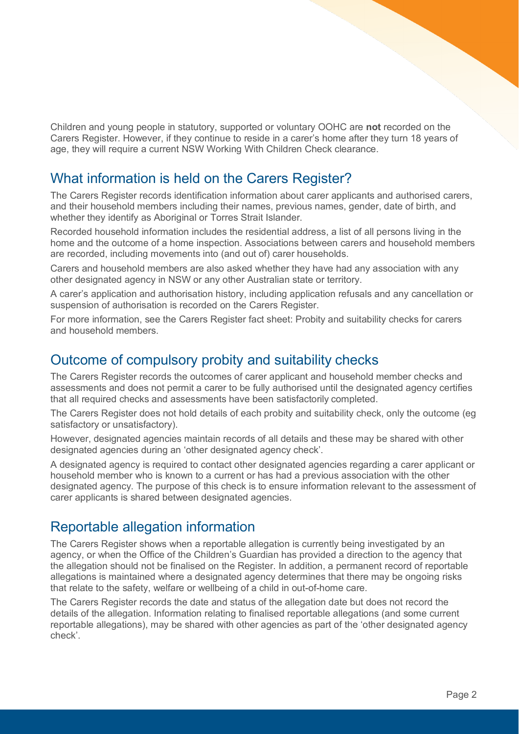Children and young people in statutory, supported or voluntary OOHC are **not** recorded on the Carers Register. However, if they continue to reside in a carer's home after they turn 18 years of age, they will require a current NSW Working With Children Check clearance.

## What information is held on the Carers Register?

The Carers Register records identification information about carer applicants and authorised carers, and their household members including their names, previous names, gender, date of birth, and whether they identify as Aboriginal or Torres Strait Islander.

Recorded household information includes the residential address, a list of all persons living in the home and the outcome of a home inspection. Associations between carers and household members are recorded, including movements into (and out of) carer households.

Carers and household members are also asked whether they have had any association with any other designated agency in NSW or any other Australian state or territory.

A carer's application and authorisation history, including application refusals and any cancellation or suspension of authorisation is recorded on the Carers Register.

For more information, see the Carers Register fact sheet: Probity and suitability checks for carers and household members.

## Outcome of compulsory probity and suitability checks

The Carers Register records the outcomes of carer applicant and household member checks and assessments and does not permit a carer to be fully authorised until the designated agency certifies that all required checks and assessments have been satisfactorily completed.

The Carers Register does not hold details of each probity and suitability check, only the outcome (eg satisfactory or unsatisfactory).

However, designated agencies maintain records of all details and these may be shared with other designated agencies during an 'other designated agency check'.

A designated agency is required to contact other designated agencies regarding a carer applicant or household member who is known to a current or has had a previous association with the other designated agency. The purpose of this check is to ensure information relevant to the assessment of carer applicants is shared between designated agencies.

## Reportable allegation information

The Carers Register shows when a reportable allegation is currently being investigated by an agency, or when the Office of the Children's Guardian has provided a direction to the agency that the allegation should not be finalised on the Register. In addition, a permanent record of reportable allegations is maintained where a designated agency determines that there may be ongoing risks that relate to the safety, welfare or wellbeing of a child in out-of-home care.

The Carers Register records the date and status of the allegation date but does not record the details of the allegation. Information relating to finalised reportable allegations (and some current reportable allegations), may be shared with other agencies as part of the 'other designated agency check'.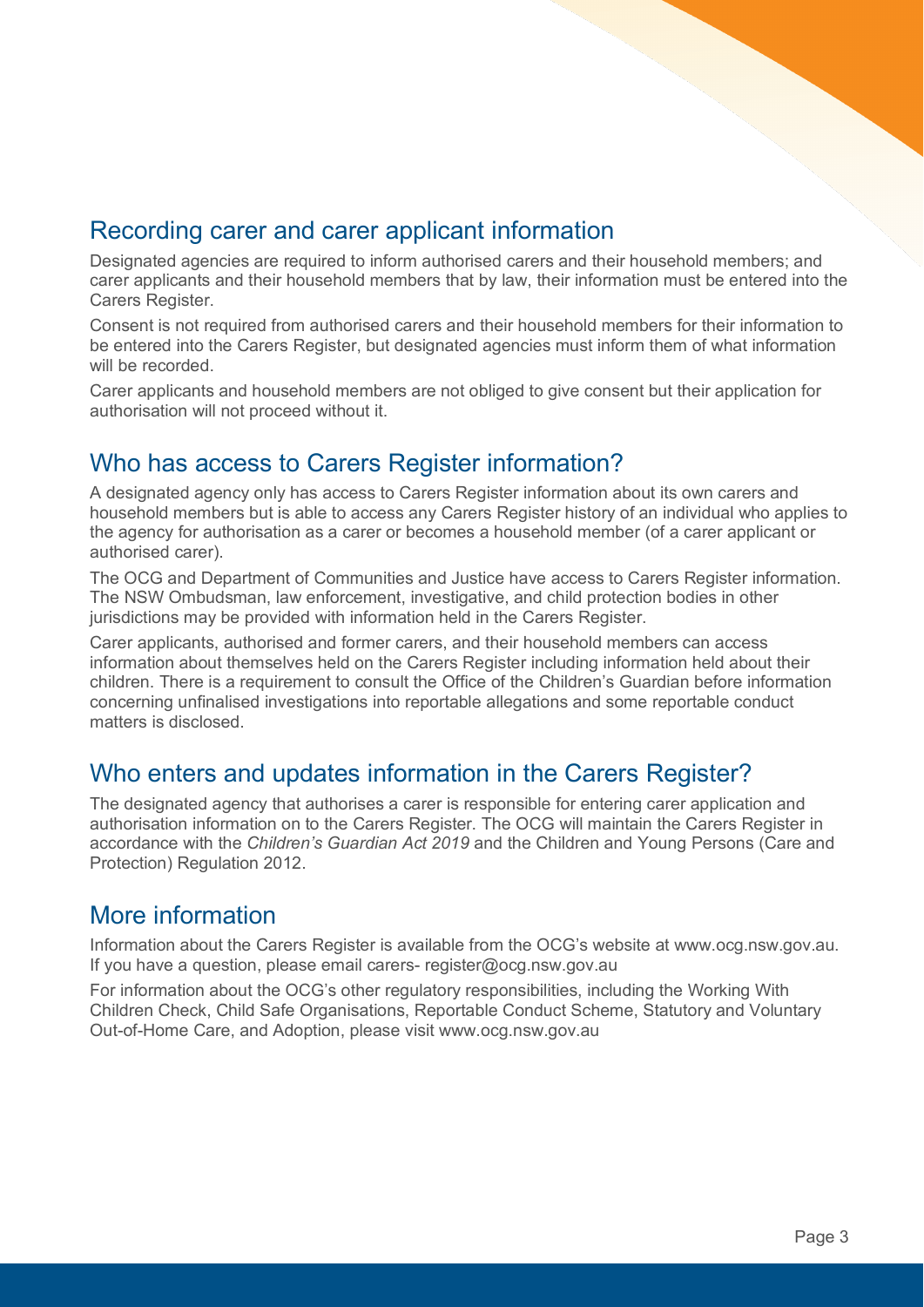## Recording carer and carer applicant information

Designated agencies are required to inform authorised carers and their household members; and carer applicants and their household members that by law, their information must be entered into the Carers Register.

Consent is not required from authorised carers and their household members for their information to be entered into the Carers Register, but designated agencies must inform them of what information will be recorded.

Carer applicants and household members are not obliged to give consent but their application for authorisation will not proceed without it.

## Who has access to Carers Register information?

A designated agency only has access to Carers Register information about its own carers and household members but is able to access any Carers Register history of an individual who applies to the agency for authorisation as a carer or becomes a household member (of a carer applicant or authorised carer).

The OCG and Department of Communities and Justice have access to Carers Register information. The NSW Ombudsman, law enforcement, investigative, and child protection bodies in other jurisdictions may be provided with information held in the Carers Register.

Carer applicants, authorised and former carers, and their household members can access information about themselves held on the Carers Register including information held about their children. There is a requirement to consult the Office of the Children's Guardian before information concerning unfinalised investigations into reportable allegations and some reportable conduct matters is disclosed.

## Who enters and updates information in the Carers Register?

The designated agency that authorises a carer is responsible for entering carer application and authorisation information on to the Carers Register. The OCG will maintain the Carers Register in accordance with the *Children's Guardian Act 2019* and the Children and Young Persons (Care and Protection) Regulation 2012.

## More information

Information about the Carers Register is available from the OCG's website at www.ocg.nsw.gov.au. If you have a question, please email carers- register@ocg.nsw.gov.au

For information about the OCG's other regulatory responsibilities, including the Working With Children Check, Child Safe Organisations, Reportable Conduct Scheme, Statutory and Voluntary Out-of-Home Care, and Adoption, please visit www.ocg.nsw.gov.au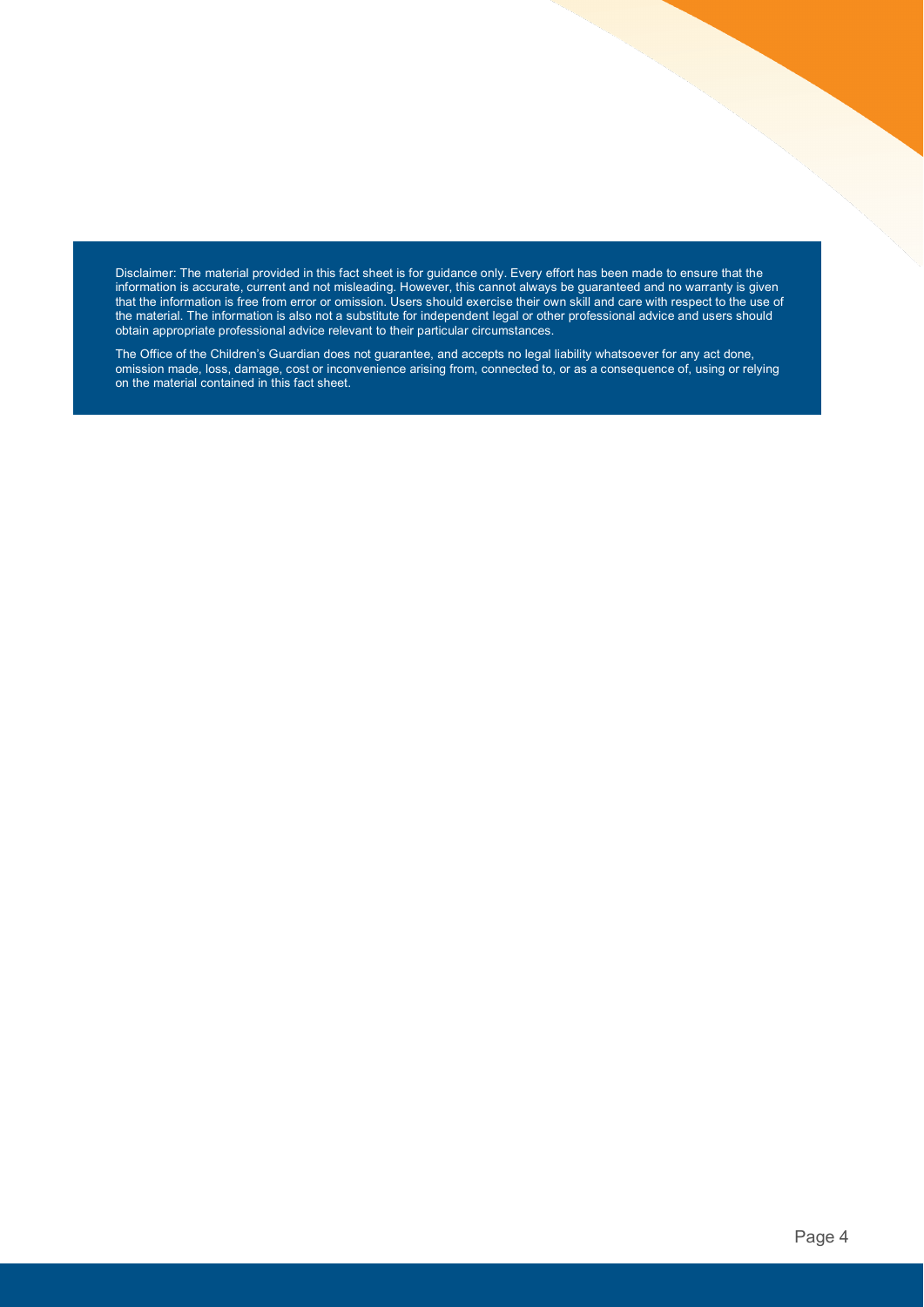Disclaimer: The material provided in this fact sheet is for guidance only. Every effort has been made to ensure that the information is accurate, current and not misleading. However, this cannot always be guaranteed and no warranty is given that the information is free from error or omission. Users should exercise their own skill and care with respect to the use of the material. The information is also not a substitute for independent legal or other professional advice and users should obtain appropriate professional advice relevant to their particular circumstances.

The Office of the Children's Guardian does not guarantee, and accepts no legal liability whatsoever for any act done, omission made, loss, damage, cost or inconvenience arising from, connected to, or as a consequence of, using or relying on the material contained in this fact sheet.